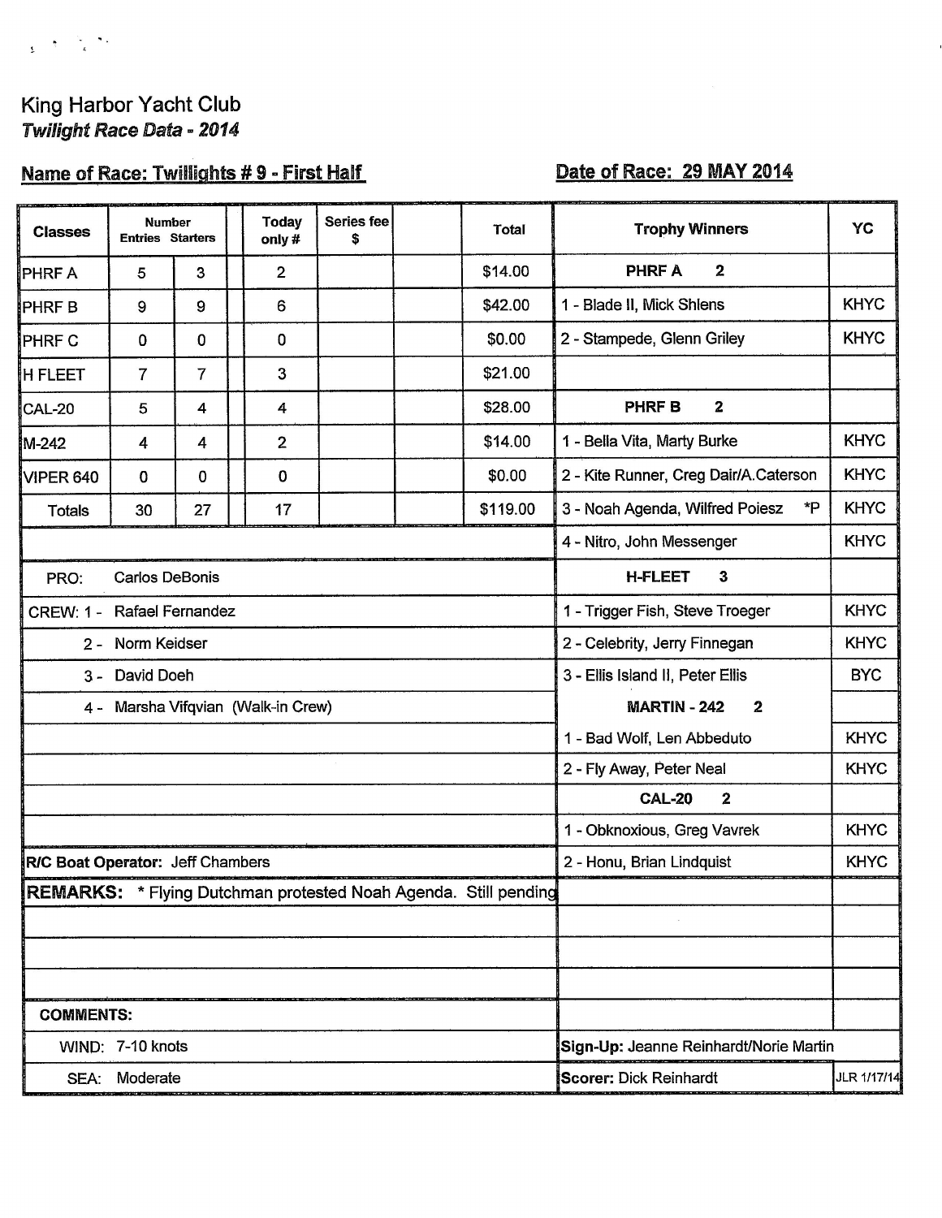King Harbor Yacht Club

***Twilight Race Data - 2014***

**Name of Race: Twillights # 9 - First Half** | **Date of Race: 29 MAY 2014**

| Classes | Number Entries | Starters | Today only # | Series fee $ | Total |
|---|---|---|---|---|---|
| PHRF A | 5 | 3 | 2 | | $14.00 |
| PHRF B | 9 | 9 | 6 | | $42.00 |
| PHRF C | 0 | 0 | 0 | | $0.00 |
| H FLEET | 7 | 7 | 3 | | $21.00 |
| CAL-20 | 5 | 4 | 4 | | $28.00 |
| M-242 | 4 | 4 | 2 | | $14.00 |
| VIPER 640 | 0 | 0 | 0 | | $0.00 |
| Totals | 30 | 27 | 17 | | $119.00 |

PRO: Carlos DeBonis

CREW:
1 - Rafael Fernandez
2 - Norm Keidser
3 - David Doeh
4 - Marsha Vifqvian (Walk-in Crew)

**R/C Boat Operator:** Jeff Chambers

| Trophy Winners | YC |
|---|---|
| **PHRF A 2** | |
| 1 - Blade II, Mick Shlens | KHYC |
| 2 - Stampede, Glenn Griley | KHYC |
| **PHRF B 2** | |
| 1 - Bella Vita, Marty Burke | KHYC |
| 2 - Kite Runner, Creg Dair/A.Caterson | KHYC |
| 3 - Noah Agenda, Wilfred Poiesz *P | KHYC |
| 4 - Nitro, John Messenger | KHYC |
| **H-FLEET 3** | |
| 1 - Trigger Fish, Steve Troeger | KHYC |
| 2 - Celebrity, Jerry Finnegan | KHYC |
| 3 - Ellis Island II, Peter Ellis | BYC |
| **MARTIN - 242 2** | |
| 1 - Bad Wolf, Len Abbeduto | KHYC |
| 2 - Fly Away, Peter Neal | KHYC |
| **CAL-20 2** | |
| 1 - Obknoxious, Greg Vavrek | KHYC |
| 2 - Honu, Brian Lindquist | KHYC |

**REMARKS:** * Flying Dutchman protested Noah Agenda. Still pending

**COMMENTS:**

WIND: 7-10 knots

SEA: Moderate

**Sign-Up:** Jeanne Reinhardt/Norie Martin

**Scorer:** Dick Reinhardt

JLR 1/17/14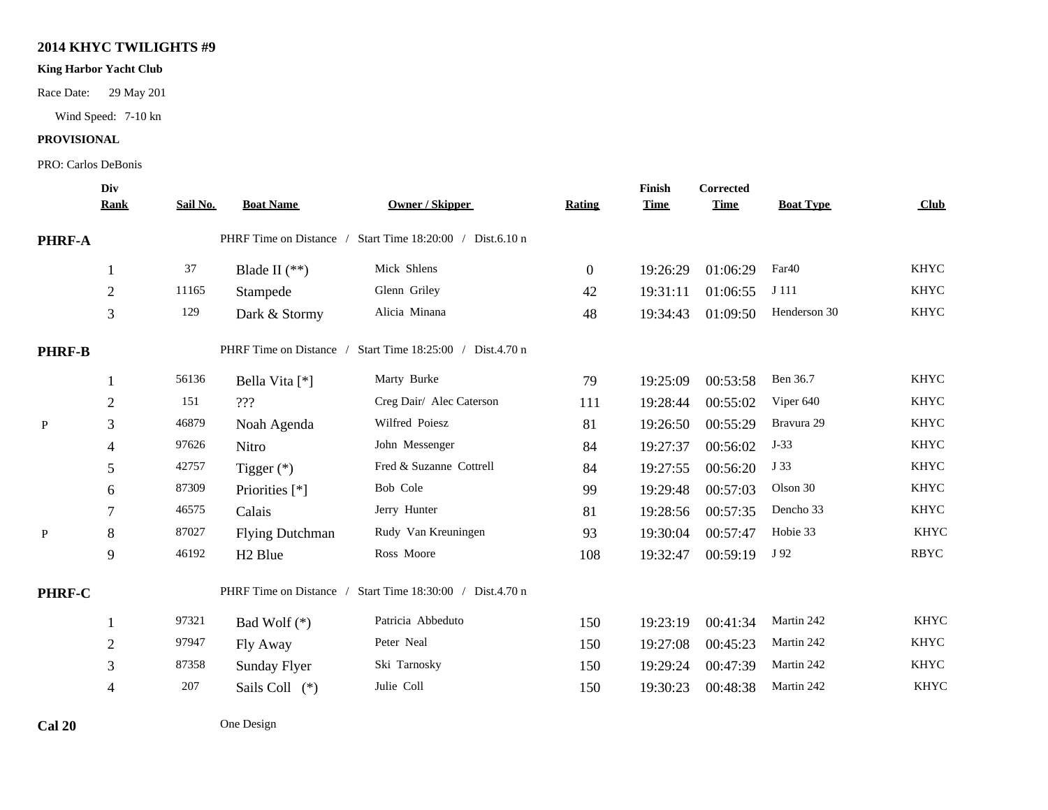**2014 KHYC TWILIGHTS #9**

**King Harbor Yacht Club**

Race Date: 29 May 201

Wind Speed: 7-10 kn

**PROVISIONAL**

PRO: Carlos DeBonis

| | Div Rank | Sail No. | Boat Name | Owner / Skipper | Rating | Finish Time | Corrected Time | Boat Type | Club |
|---|---|---|---|---|---|---|---|---|---|
| **PHRF-A** | | | PHRF Time on Distance / Start Time 18:20:00 / Dist.6.10 n | | | | | | |
| | 1 | 37 | Blade II (**) | Mick Shlens | 0 | 19:26:29 | 01:06:29 | Far40 | KHYC |
| | 2 | 11165 | Stampede | Glenn Griley | 42 | 19:31:11 | 01:06:55 | J 111 | KHYC |
| | 3 | 129 | Dark & Stormy | Alicia Minana | 48 | 19:34:43 | 01:09:50 | Henderson 30 | KHYC |
| **PHRF-B** | | | PHRF Time on Distance / Start Time 18:25:00 / Dist.4.70 n | | | | | | |
| | 1 | 56136 | Bella Vita [*] | Marty Burke | 79 | 19:25:09 | 00:53:58 | Ben 36.7 | KHYC |
| | 2 | 151 | ??? | Creg Dair/ Alec Caterson | 111 | 19:28:44 | 00:55:02 | Viper 640 | KHYC |
| P | 3 | 46879 | Noah Agenda | Wilfred Poiesz | 81 | 19:26:50 | 00:55:29 | Bravura 29 | KHYC |
| | 4 | 97626 | Nitro | John Messenger | 84 | 19:27:37 | 00:56:02 | J-33 | KHYC |
| | 5 | 42757 | Tigger (*) | Fred & Suzanne Cottrell | 84 | 19:27:55 | 00:56:20 | J 33 | KHYC |
| | 6 | 87309 | Priorities [*] | Bob Cole | 99 | 19:29:48 | 00:57:03 | Olson 30 | KHYC |
| | 7 | 46575 | Calais | Jerry Hunter | 81 | 19:28:56 | 00:57:35 | Dencho 33 | KHYC |
| P | 8 | 87027 | Flying Dutchman | Rudy Van Kreuningen | 93 | 19:30:04 | 00:57:47 | Hobie 33 | KHYC |
| | 9 | 46192 | H2 Blue | Ross Moore | 108 | 19:32:47 | 00:59:19 | J 92 | RBYC |
| **PHRF-C** | | | PHRF Time on Distance / Start Time 18:30:00 / Dist.4.70 n | | | | | | |
| | 1 | 97321 | Bad Wolf (*) | Patricia Abbeduto | 150 | 19:23:19 | 00:41:34 | Martin 242 | KHYC |
| | 2 | 97947 | Fly Away | Peter Neal | 150 | 19:27:08 | 00:45:23 | Martin 242 | KHYC |
| | 3 | 87358 | Sunday Flyer | Ski Tarnosky | 150 | 19:29:24 | 00:47:39 | Martin 242 | KHYC |
| | 4 | 207 | Sails Coll (*) | Julie Coll | 150 | 19:30:23 | 00:48:38 | Martin 242 | KHYC |
| **Cal 20** | | | One Design | | | | | | |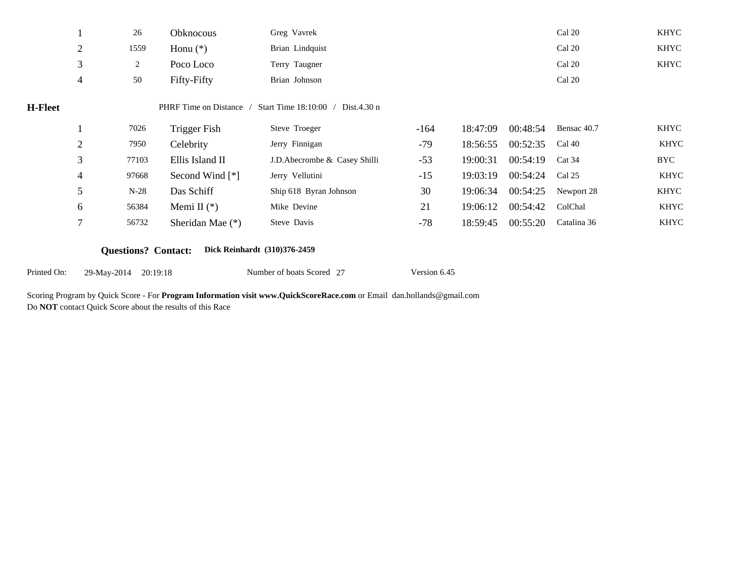| | | | | | | | | |
|---|---|---|---|---|---|---|---|---|
| 1 | 26 | Obknocous | Greg Vavrek | | | | Cal 20 | KHYC |
| 2 | 1559 | Honu (*) | Brian Lindquist | | | | Cal 20 | KHYC |
| 3 | 2 | Poco Loco | Terry Taugner | | | | Cal 20 | KHYC |
| 4 | 50 | Fifty-Fifty | Brian Johnson | | | | Cal 20 | |

**H-Fleet** PHRF Time on Distance / Start Time 18:10:00 / Dist.4.30 n

| | | | | | | | | |
|---|---|---|---|---|---|---|---|---|
| 1 | 7026 | Trigger Fish | Steve Troeger | -164 | 18:47:09 | 00:48:54 | Bensac 40.7 | KHYC |
| 2 | 7950 | Celebrity | Jerry Finnigan | -79 | 18:56:55 | 00:52:35 | Cal 40 | KHYC |
| 3 | 77103 | Ellis Island II | J.D.Abecrombe & Casey Shilli | -53 | 19:00:31 | 00:54:19 | Cat 34 | BYC |
| 4 | 97668 | Second Wind [*] | Jerry Vellutini | -15 | 19:03:19 | 00:54:24 | Cal 25 | KHYC |
| 5 | N-28 | Das Schiff | Ship 618 Byran Johnson | 30 | 19:06:34 | 00:54:25 | Newport 28 | KHYC |
| 6 | 56384 | Memi II (*) | Mike Devine | 21 | 19:06:12 | 00:54:42 | ColChal | KHYC |
| 7 | 56732 | Sheridan Mae (*) | Steve Davis | -78 | 18:59:45 | 00:55:20 | Catalina 36 | KHYC |

**Questions? Contact:** **Dick Reinhardt (310)376-2459**

Printed On: 29-May-2014 20:19:18 Number of boats Scored 27 Version 6.45

Scoring Program by Quick Score - For **Program Information visit www.QuickScoreRace.com** or Email dan.hollands@gmail.com
Do **NOT** contact Quick Score about the results of this Race